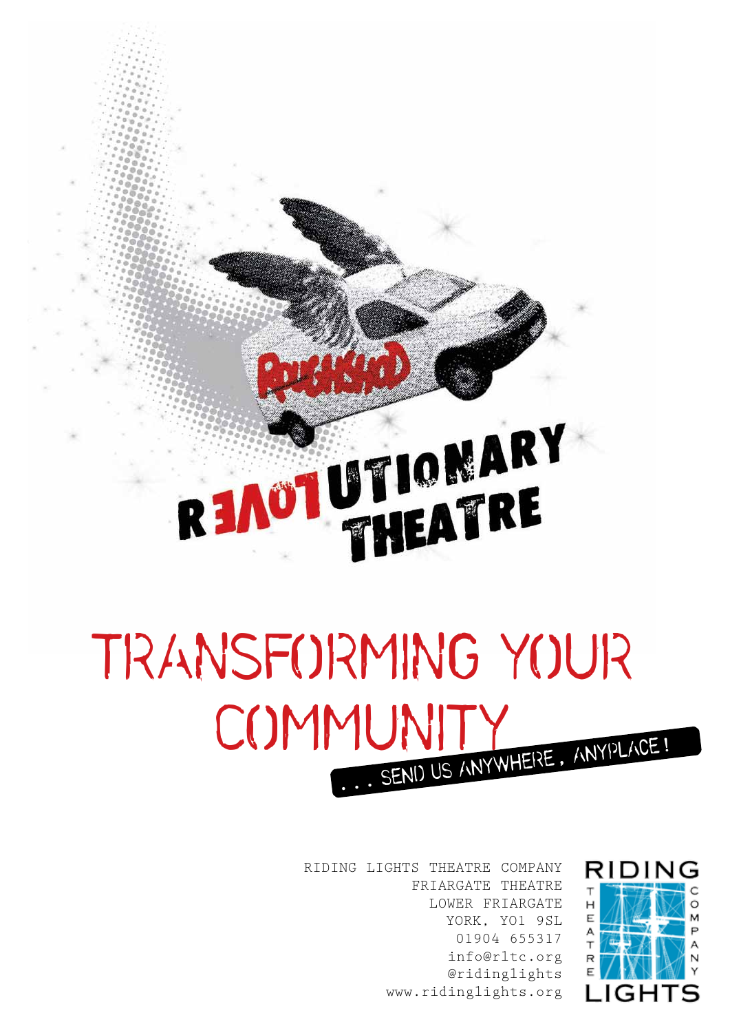# REVOLUTIONARY THEATRE

# TRANSFORMING YOUR COMMUNITY

... SEND US ANYWHERE, ANYPLACE!

RIDING LIGHTS THEATRE COMPANY
FRIARGATE THEATRE
LOWER FRIARGATE
YORK, YO1 9SL
01904 655317
info@rltc.org
@ridinglights
www.ridinglights.org

RIDING LIGHTS THEATRE COMPANY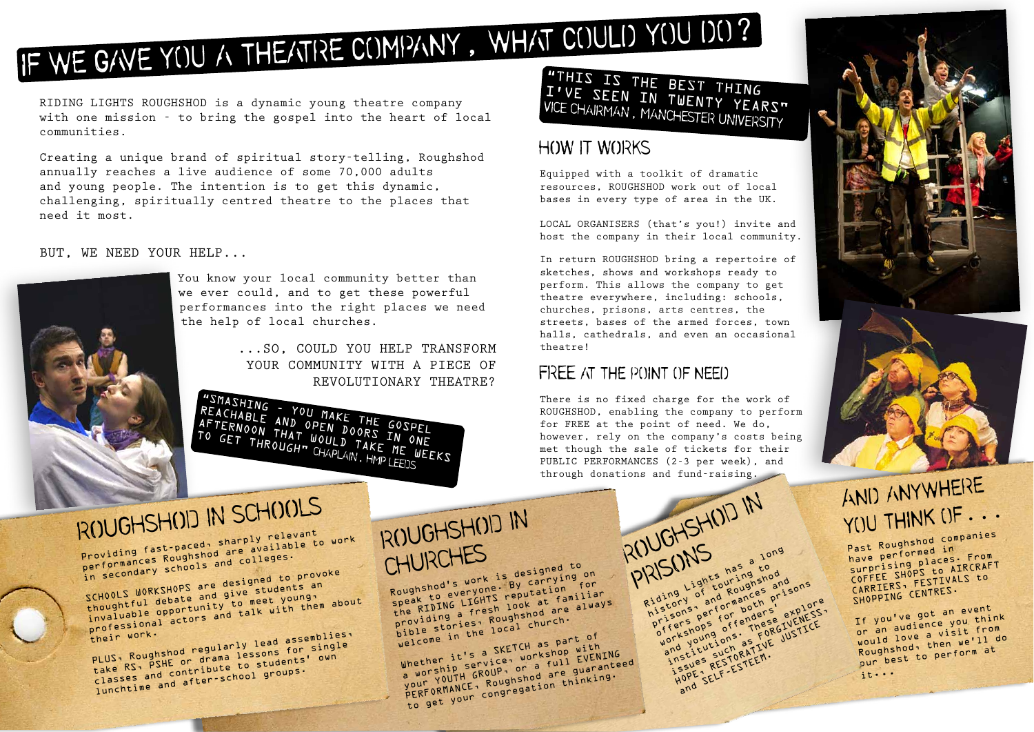# IF WE GAVE YOU A THEATRE COMPANY, WHAT COULD YOU DO?

RIDING LIGHTS ROUGHSHOD is a dynamic young theatre company with one mission - to bring the gospel into the heart of local communities.

Creating a unique brand of spiritual story-telling, Roughshod annually reaches a live audience of some 70,000 adults and young people. The intention is to get this dynamic, challenging, spiritually centred theatre to the places that need it most.

BUT, WE NEED YOUR HELP...

You know your local community better than we ever could, and to get these powerful performances into the right places we need the help of local churches.

...SO, COULD YOU HELP TRANSFORM YOUR COMMUNITY WITH A PIECE OF REVOLUTIONARY THEATRE?

"SMASHING - YOU MAKE THE GOSPEL REACHABLE AND OPEN DOORS IN ONE AFTERNOON THAT WOULD TAKE ME WEEKS TO GET THROUGH" CHAPLAIN, HMP LEEDS

"THIS IS THE BEST THING I'VE SEEN IN TWENTY YEARS" VICE CHAIRMAN, MANCHESTER UNIVERSITY

## HOW IT WORKS

Equipped with a toolkit of dramatic resources, ROUGHSHOD work out of local bases in every type of area in the UK.

LOCAL ORGANISERS (that's you!) invite and host the company in their local community.

In return ROUGHSHOD bring a repertoire of sketches, shows and workshops ready to perform. This allows the company to get theatre everywhere, including: schools, churches, prisons, arts centres, the streets, bases of the armed forces, town halls, cathedrals, and even an occasional theatre!

## FREE AT THE POINT OF NEED

There is no fixed charge for the work of ROUGHSHOD, enabling the company to perform for FREE at the point of need. We do, however, rely on the company's costs being met though the sale of tickets for their PUBLIC PERFORMANCES (2-3 per week), and through donations and fund-raising.

## ROUGHSHOD IN SCHOOLS

Providing fast-paced, sharply relevant performances Roughshod are available to work in secondary schools and colleges.

SCHOOLS WORKSHOPS are designed to provoke thoughtful debate and give students an invaluable opportunity to meet young, professional actors and talk with them about their work.

PLUS, Roughshod regularly lead assemblies, take RS, PSHE or drama lessons for single classes and contribute to students' own lunchtime and after-school groups.

## ROUGHSHOD IN CHURCHES

Roughshod's work is designed to speak to everyone. By carrying on the RIDING LIGHTS reputation for providing a fresh look at familiar bible stories, Roughshod are always welcome in the local church.

Whether it's a SKETCH as part of a worship service, workshop with your YOUTH GROUP, or a full EVENING PERFORMANCE, Roughshod are guaranteed to get your congregation thinking.

## ROUGHSHOD IN PRISONS

Riding Lights has a long history of touring to prisons, and Roughshod offers performances and workshops for both prisons and young offenders' institutions. These explore issues such as FORGIVENESS, HOPE, RESTORATIVE JUSTICE and SELF-ESTEEM.

## AND ANYWHERE YOU THINK OF...

Past Roughshod companies have performed in surprising places. From COFFEE SHOPS to AIRCRAFT CARRIERS, FESTIVALS to SHOPPING CENTRES.

If you've got an event or an audience you think would love a visit from Roughshod, then we'll do our best to perform at it...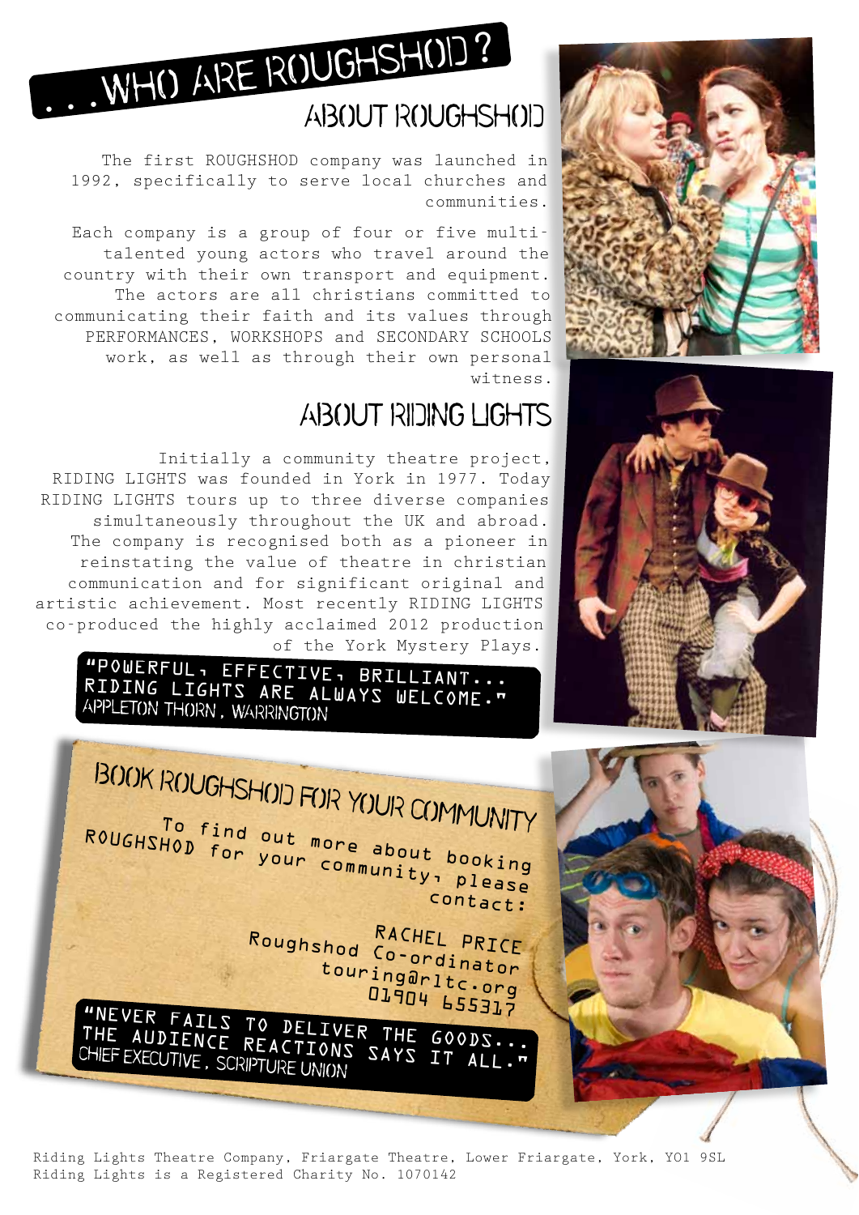# ...WHO ARE ROUGHSHOD?

## ABOUT ROUGHSHOD

The first ROUGHSHOD company was launched in 1992, specifically to serve local churches and communities.

Each company is a group of four or five multi-talented young actors who travel around the country with their own transport and equipment. The actors are all christians committed to communicating their faith and its values through PERFORMANCES, WORKSHOPS and SECONDARY SCHOOLS work, as well as through their own personal witness.

## ABOUT RIDING LIGHTS

Initially a community theatre project, RIDING LIGHTS was founded in York in 1977. Today RIDING LIGHTS tours up to three diverse companies simultaneously throughout the UK and abroad. The company is recognised both as a pioneer in reinstating the value of theatre in christian communication and for significant original and artistic achievement. Most recently RIDING LIGHTS co-produced the highly acclaimed 2012 production of the York Mystery Plays.

"POWERFUL, EFFECTIVE, BRILLIANT... RIDING LIGHTS ARE ALWAYS WELCOME."
APPLETON THORN, WARRINGTON

## BOOK ROUGHSHOD FOR YOUR COMMUNITY

To find out more about booking ROUGHSHOD for your community, please contact:

RACHEL PRICE
Roughshod Co-ordinator
touring@rltc.org
01904 655317

"NEVER FAILS TO DELIVER THE GOODS... THE AUDIENCE REACTIONS SAYS IT ALL."
CHIEF EXECUTIVE, SCRIPTURE UNION

Riding Lights Theatre Company, Friargate Theatre, Lower Friargate, York, YO1 9SL
Riding Lights is a Registered Charity No. 1070142